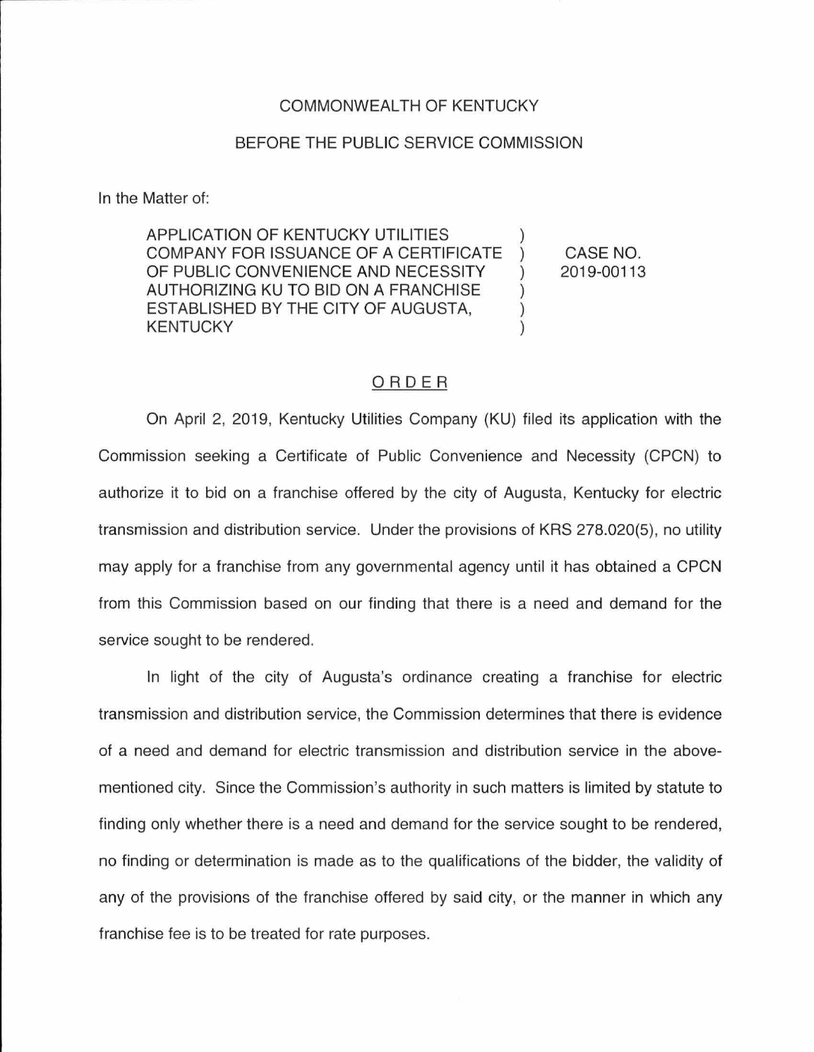COMMONWEALTH OF KENTUCKY

BEFORE THE PUBLIC SERVICE COMMISSION

In the Matter of:

| | | |
|---|---|---|
| APPLICATION OF KENTUCKY UTILITIES COMPANY FOR ISSUANCE OF A CERTIFICATE OF PUBLIC CONVENIENCE AND NECESSITY AUTHORIZING KU TO BID ON A FRANCHISE ESTABLISHED BY THE CITY OF AUGUSTA, KENTUCKY | ) | CASE NO. 2019-00113 |

## ORDER

On April 2, 2019, Kentucky Utilities Company (KU) filed its application with the Commission seeking a Certificate of Public Convenience and Necessity (CPCN) to authorize it to bid on a franchise offered by the city of Augusta, Kentucky for electric transmission and distribution service. Under the provisions of KRS 278.020(5), no utility may apply for a franchise from any governmental agency until it has obtained a CPCN from this Commission based on our finding that there is a need and demand for the service sought to be rendered.

In light of the city of Augusta's ordinance creating a franchise for electric transmission and distribution service, the Commission determines that there is evidence of a need and demand for electric transmission and distribution service in the above-mentioned city. Since the Commission's authority in such matters is limited by statute to finding only whether there is a need and demand for the service sought to be rendered, no finding or determination is made as to the qualifications of the bidder, the validity of any of the provisions of the franchise offered by said city, or the manner in which any franchise fee is to be treated for rate purposes.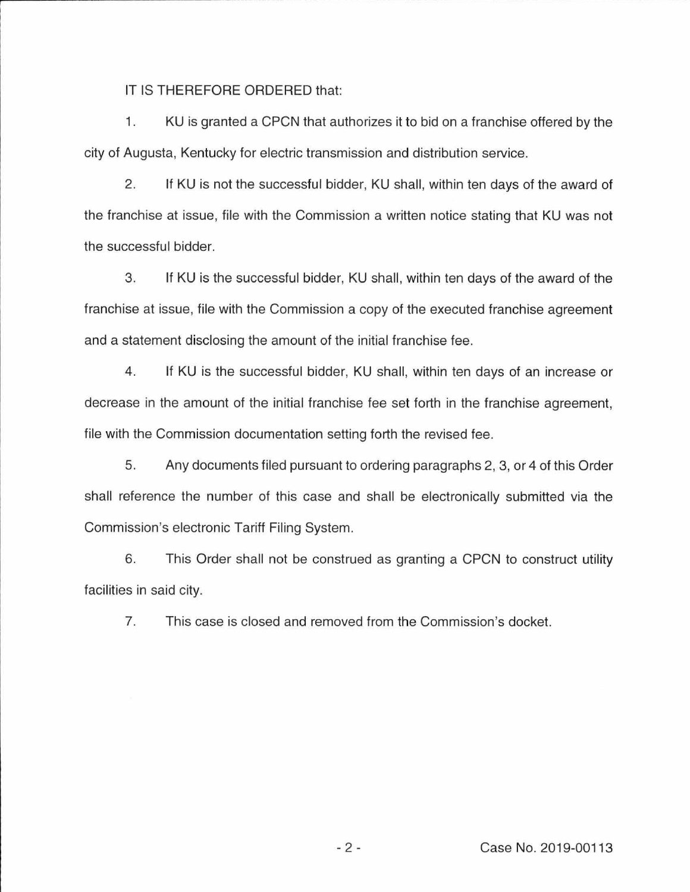IT IS THEREFORE ORDERED that:

1. KU is granted a CPCN that authorizes it to bid on a franchise offered by the city of Augusta, Kentucky for electric transmission and distribution service.

2. If KU is not the successful bidder, KU shall, within ten days of the award of the franchise at issue, file with the Commission a written notice stating that KU was not the successful bidder.

3. If KU is the successful bidder, KU shall, within ten days of the award of the franchise at issue, file with the Commission a copy of the executed franchise agreement and a statement disclosing the amount of the initial franchise fee.

4. If KU is the successful bidder, KU shall, within ten days of an increase or decrease in the amount of the initial franchise fee set forth in the franchise agreement, file with the Commission documentation setting forth the revised fee.

5. Any documents filed pursuant to ordering paragraphs 2, 3, or 4 of this Order shall reference the number of this case and shall be electronically submitted via the Commission's electronic Tariff Filing System.

6. This Order shall not be construed as granting a CPCN to construct utility facilities in said city.

7. This case is closed and removed from the Commission's docket.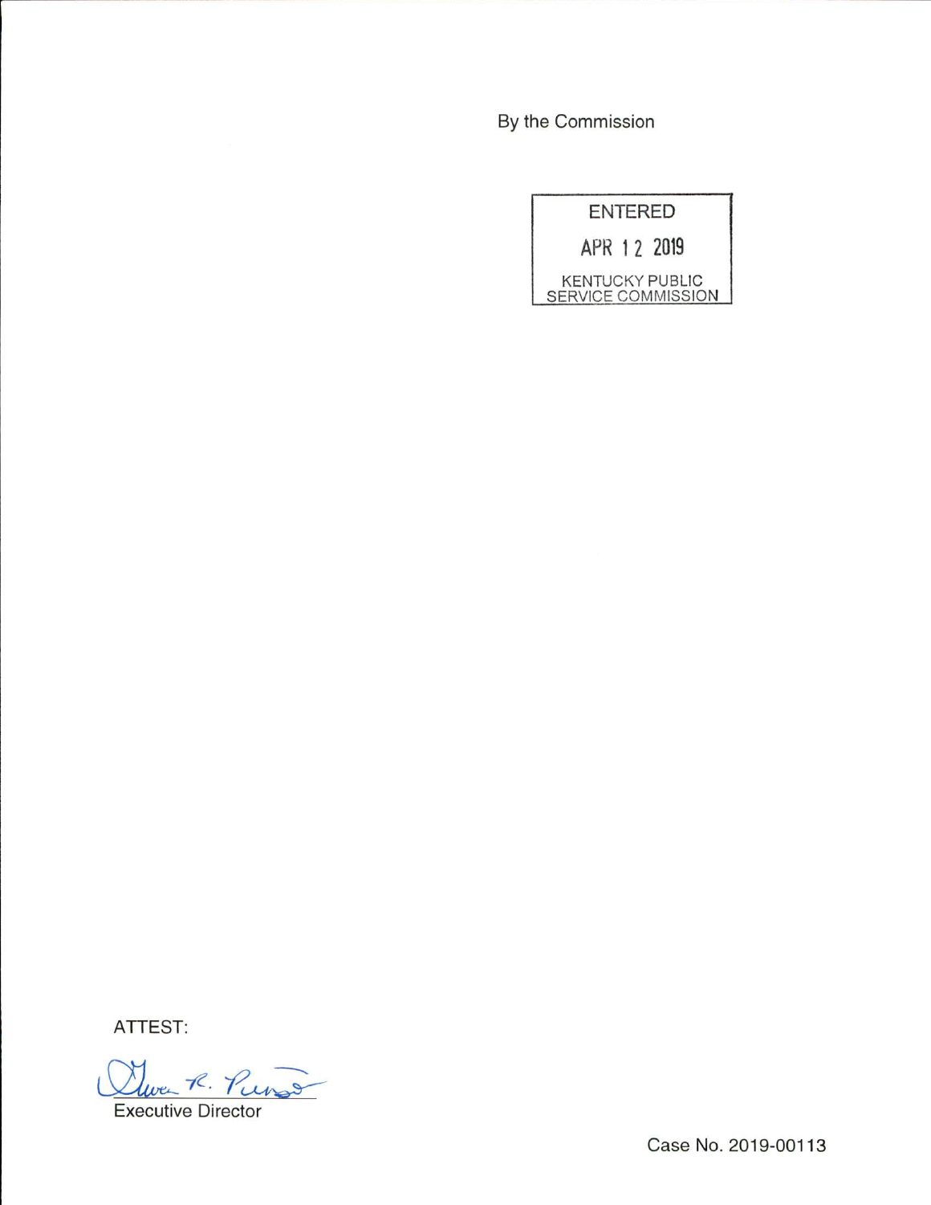By the Commission

ENTERED

APR 12 2019

KENTUCKY PUBLIC SERVICE COMMISSION

ATTEST:

Executive Director

Case No. 2019-00113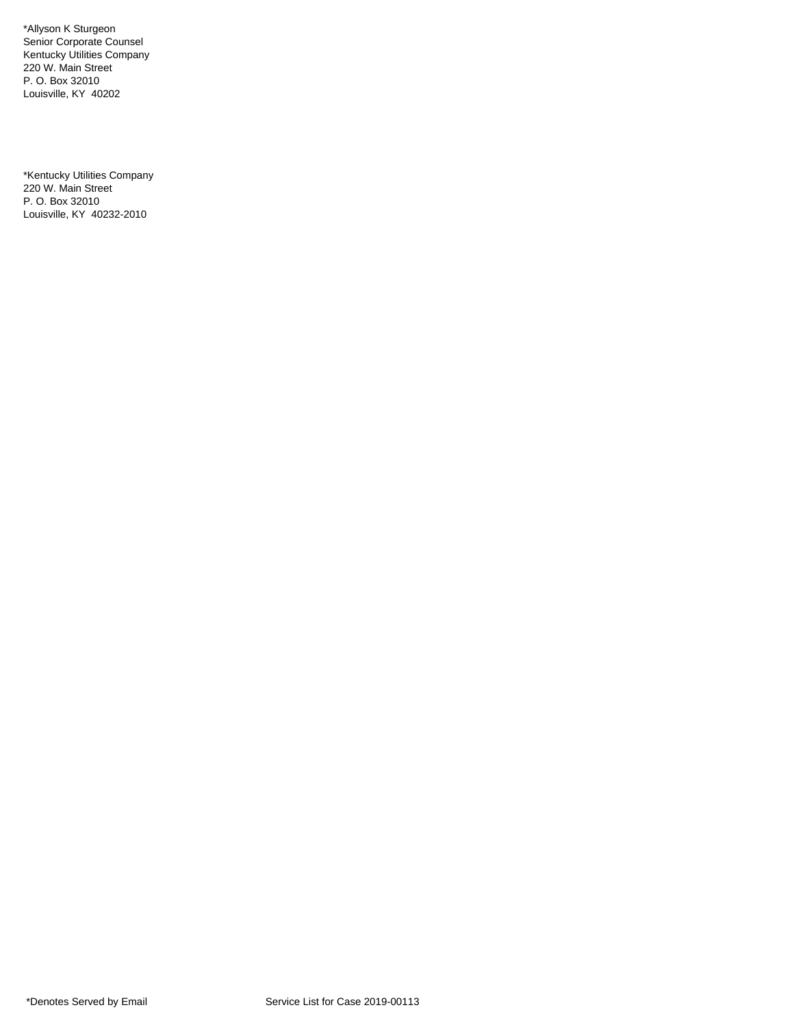*Allyson K Sturgeon
Senior Corporate Counsel
Kentucky Utilities Company
220 W. Main Street
P. O. Box 32010
Louisville, KY  40202

*Kentucky Utilities Company
220 W. Main Street
P. O. Box 32010
Louisville, KY  40232-2010